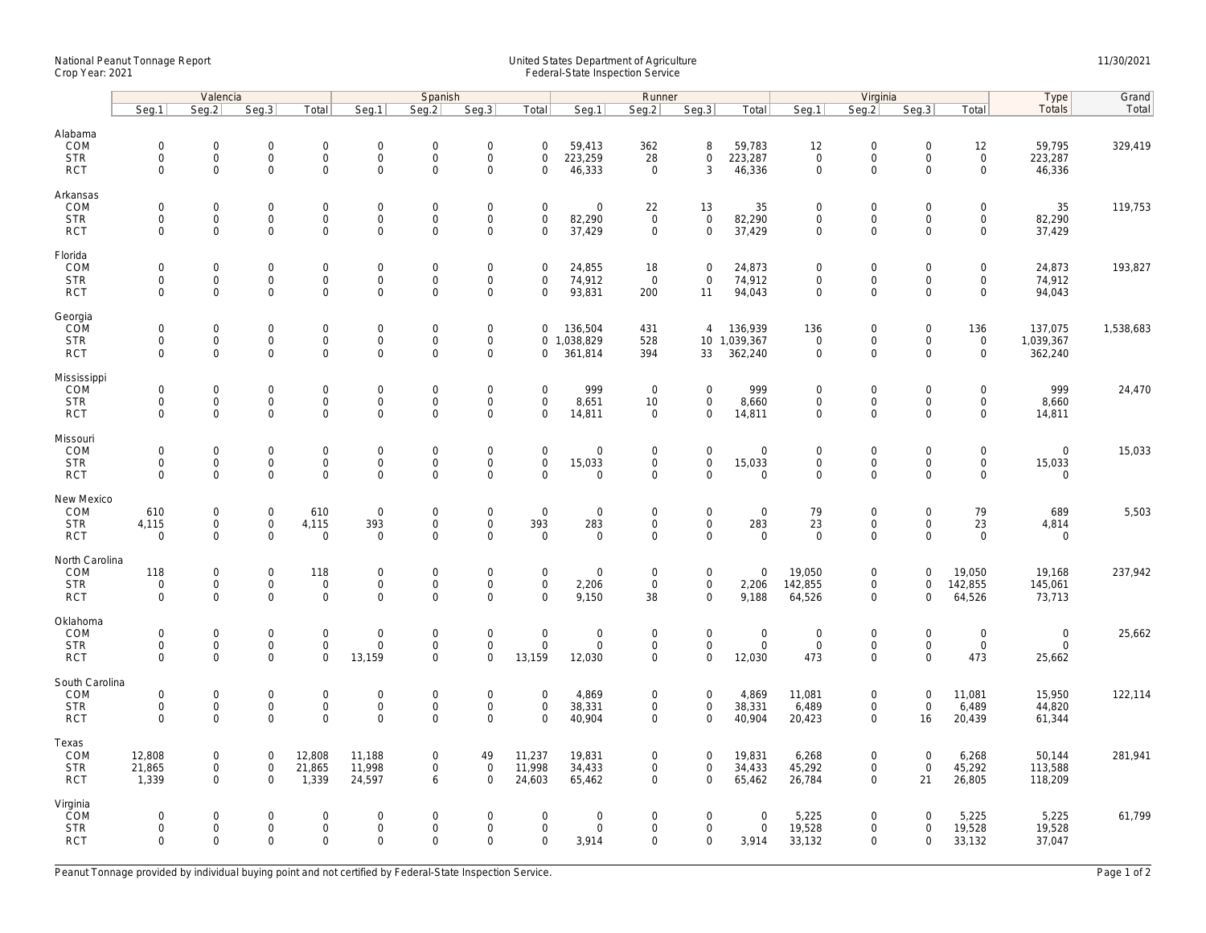National Peanut Tonnage Report
Crop Year: 2021

United States Department of Agriculture
Federal-State Inspection Service

11/30/2021

| | Valencia | | | | Spanish | | | | Runner | | | | Virginia | | | | Type | Grand |
|---|---|---|---|---|---|---|---|---|---|---|---|---|---|---|---|---|---|---|
| | Seg.1 | Seg.2 | Seg.3 | Total | Seg.1 | Seg.2 | Seg.3 | Total | Seg.1 | Seg.2 | Seg.3 | Total | Seg.1 | Seg.2 | Seg.3 | Total | Totals | Total |
| **Alabama** | | | | | | | | | | | | | | | | | | |
| COM | 0 | 0 | 0 | 0 | 0 | 0 | 0 | 0 | 59,413 | 362 | 8 | 59,783 | 12 | 0 | 0 | 12 | 59,795 | 329,419 |
| STR | 0 | 0 | 0 | 0 | 0 | 0 | 0 | 0 | 223,259 | 28 | 0 | 223,287 | 0 | 0 | 0 | 0 | 223,287 | |
| RCT | 0 | 0 | 0 | 0 | 0 | 0 | 0 | 0 | 46,333 | 0 | 3 | 46,336 | 0 | 0 | 0 | 0 | 46,336 | |
| **Arkansas** | | | | | | | | | | | | | | | | | | |
| COM | 0 | 0 | 0 | 0 | 0 | 0 | 0 | 0 | 0 | 22 | 13 | 35 | 0 | 0 | 0 | 0 | 35 | 119,753 |
| STR | 0 | 0 | 0 | 0 | 0 | 0 | 0 | 0 | 82,290 | 0 | 0 | 82,290 | 0 | 0 | 0 | 0 | 82,290 | |
| RCT | 0 | 0 | 0 | 0 | 0 | 0 | 0 | 0 | 37,429 | 0 | 0 | 37,429 | 0 | 0 | 0 | 0 | 37,429 | |
| **Florida** | | | | | | | | | | | | | | | | | | |
| COM | 0 | 0 | 0 | 0 | 0 | 0 | 0 | 0 | 24,855 | 18 | 0 | 24,873 | 0 | 0 | 0 | 0 | 24,873 | 193,827 |
| STR | 0 | 0 | 0 | 0 | 0 | 0 | 0 | 0 | 74,912 | 0 | 0 | 74,912 | 0 | 0 | 0 | 0 | 74,912 | |
| RCT | 0 | 0 | 0 | 0 | 0 | 0 | 0 | 0 | 93,831 | 200 | 11 | 94,043 | 0 | 0 | 0 | 0 | 94,043 | |
| **Georgia** | | | | | | | | | | | | | | | | | | |
| COM | 0 | 0 | 0 | 0 | 0 | 0 | 0 | 0 | 136,504 | 431 | 4 | 136,939 | 136 | 0 | 0 | 136 | 137,075 | 1,538,683 |
| STR | 0 | 0 | 0 | 0 | 0 | 0 | 0 | 0 | 1,038,829 | 528 | 10 | 1,039,367 | 0 | 0 | 0 | 0 | 1,039,367 | |
| RCT | 0 | 0 | 0 | 0 | 0 | 0 | 0 | 0 | 361,814 | 394 | 33 | 362,240 | 0 | 0 | 0 | 0 | 362,240 | |
| **Mississippi** | | | | | | | | | | | | | | | | | | |
| COM | 0 | 0 | 0 | 0 | 0 | 0 | 0 | 0 | 999 | 0 | 0 | 999 | 0 | 0 | 0 | 0 | 999 | 24,470 |
| STR | 0 | 0 | 0 | 0 | 0 | 0 | 0 | 0 | 8,651 | 10 | 0 | 8,660 | 0 | 0 | 0 | 0 | 8,660 | |
| RCT | 0 | 0 | 0 | 0 | 0 | 0 | 0 | 0 | 14,811 | 0 | 0 | 14,811 | 0 | 0 | 0 | 0 | 14,811 | |
| **Missouri** | | | | | | | | | | | | | | | | | | |
| COM | 0 | 0 | 0 | 0 | 0 | 0 | 0 | 0 | 0 | 0 | 0 | 0 | 0 | 0 | 0 | 0 | 0 | 15,033 |
| STR | 0 | 0 | 0 | 0 | 0 | 0 | 0 | 0 | 15,033 | 0 | 0 | 15,033 | 0 | 0 | 0 | 0 | 15,033 | |
| RCT | 0 | 0 | 0 | 0 | 0 | 0 | 0 | 0 | 0 | 0 | 0 | 0 | 0 | 0 | 0 | 0 | 0 | |
| **New Mexico** | | | | | | | | | | | | | | | | | | |
| COM | 610 | 0 | 0 | 610 | 0 | 0 | 0 | 0 | 0 | 0 | 0 | 0 | 79 | 0 | 0 | 79 | 689 | 5,503 |
| STR | 4,115 | 0 | 0 | 4,115 | 393 | 0 | 0 | 393 | 283 | 0 | 0 | 283 | 23 | 0 | 0 | 23 | 4,814 | |
| RCT | 0 | 0 | 0 | 0 | 0 | 0 | 0 | 0 | 0 | 0 | 0 | 0 | 0 | 0 | 0 | 0 | 0 | |
| **North Carolina** | | | | | | | | | | | | | | | | | | |
| COM | 118 | 0 | 0 | 118 | 0 | 0 | 0 | 0 | 0 | 0 | 0 | 0 | 19,050 | 0 | 0 | 19,050 | 19,168 | 237,942 |
| STR | 0 | 0 | 0 | 0 | 0 | 0 | 0 | 0 | 2,206 | 0 | 0 | 2,206 | 142,855 | 0 | 0 | 142,855 | 145,061 | |
| RCT | 0 | 0 | 0 | 0 | 0 | 0 | 0 | 0 | 9,150 | 38 | 0 | 9,188 | 64,526 | 0 | 0 | 64,526 | 73,713 | |
| **Oklahoma** | | | | | | | | | | | | | | | | | | |
| COM | 0 | 0 | 0 | 0 | 0 | 0 | 0 | 0 | 0 | 0 | 0 | 0 | 0 | 0 | 0 | 0 | 0 | 25,662 |
| STR | 0 | 0 | 0 | 0 | 0 | 0 | 0 | 0 | 0 | 0 | 0 | 0 | 0 | 0 | 0 | 0 | 0 | |
| RCT | 0 | 0 | 0 | 0 | 13,159 | 0 | 0 | 13,159 | 12,030 | 0 | 0 | 12,030 | 473 | 0 | 0 | 473 | 25,662 | |
| **South Carolina** | | | | | | | | | | | | | | | | | | |
| COM | 0 | 0 | 0 | 0 | 0 | 0 | 0 | 0 | 4,869 | 0 | 0 | 4,869 | 11,081 | 0 | 0 | 11,081 | 15,950 | 122,114 |
| STR | 0 | 0 | 0 | 0 | 0 | 0 | 0 | 0 | 38,331 | 0 | 0 | 38,331 | 6,489 | 0 | 0 | 6,489 | 44,820 | |
| RCT | 0 | 0 | 0 | 0 | 0 | 0 | 0 | 0 | 40,904 | 0 | 0 | 40,904 | 20,423 | 0 | 16 | 20,439 | 61,344 | |
| **Texas** | | | | | | | | | | | | | | | | | | |
| COM | 12,808 | 0 | 0 | 12,808 | 11,188 | 0 | 49 | 11,237 | 19,831 | 0 | 0 | 19,831 | 6,268 | 0 | 0 | 6,268 | 50,144 | 281,941 |
| STR | 21,865 | 0 | 0 | 21,865 | 11,998 | 0 | 0 | 11,998 | 34,433 | 0 | 0 | 34,433 | 45,292 | 0 | 0 | 45,292 | 113,588 | |
| RCT | 1,339 | 0 | 0 | 1,339 | 24,597 | 6 | 0 | 24,603 | 65,462 | 0 | 0 | 65,462 | 26,784 | 0 | 21 | 26,805 | 118,209 | |
| **Virginia** | | | | | | | | | | | | | | | | | | |
| COM | 0 | 0 | 0 | 0 | 0 | 0 | 0 | 0 | 0 | 0 | 0 | 0 | 5,225 | 0 | 0 | 5,225 | 5,225 | 61,799 |
| STR | 0 | 0 | 0 | 0 | 0 | 0 | 0 | 0 | 0 | 0 | 0 | 0 | 19,528 | 0 | 0 | 19,528 | 19,528 | |
| RCT | 0 | 0 | 0 | 0 | 0 | 0 | 0 | 0 | 3,914 | 0 | 0 | 3,914 | 33,132 | 0 | 0 | 33,132 | 37,047 | |

Peanut Tonnage provided by individual buying point and not certified by Federal-State Inspection Service.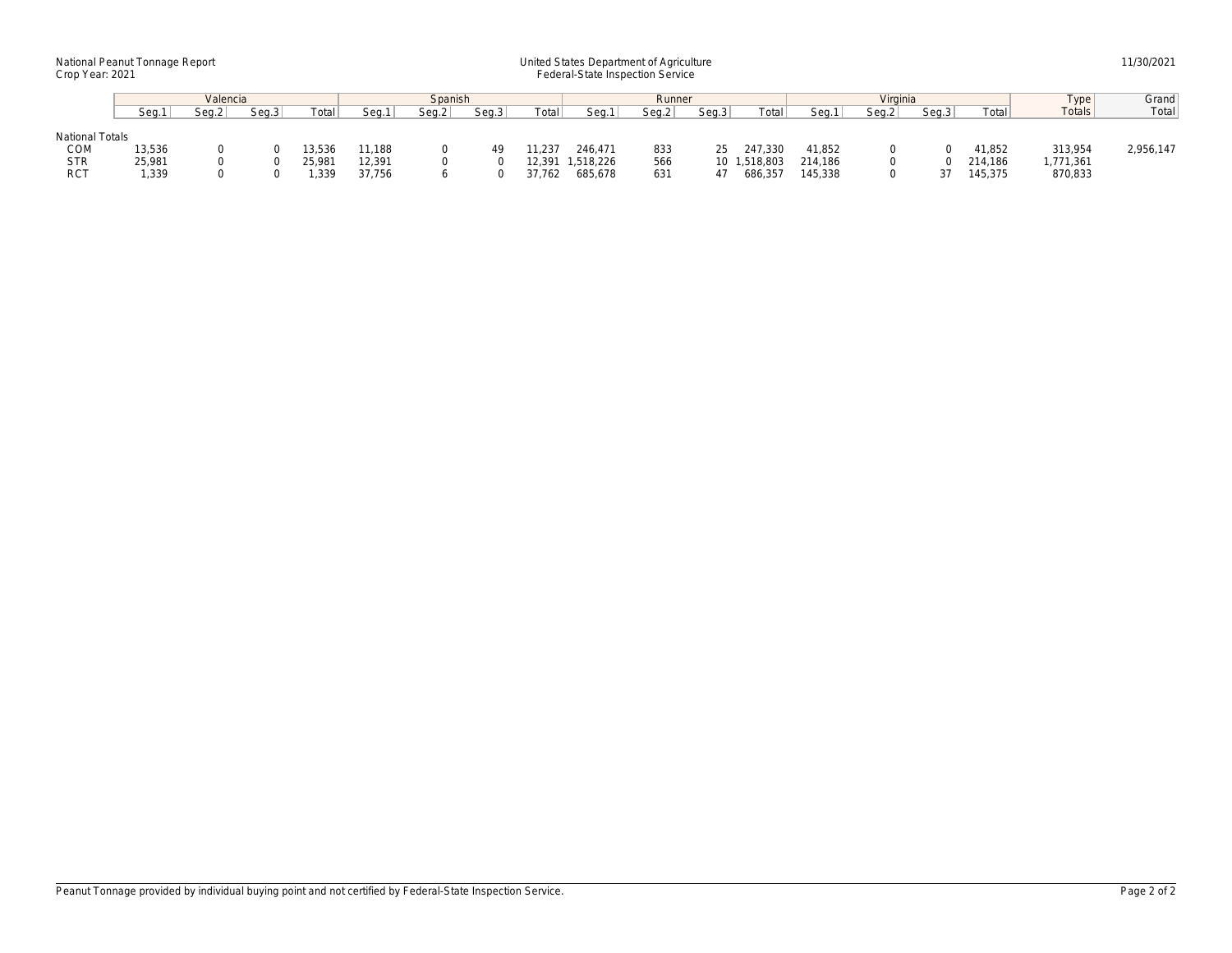National Peanut Tonnage Report
Crop Year: 2021

United States Department of Agriculture
Federal-State Inspection Service

11/30/2021

| | Valencia | | | | Spanish | | | | Runner | | | | Virginia | | | | Type | Grand |
|---|---|---|---|---|---|---|---|---|---|---|---|---|---|---|---|---|---|---|
| | Seg.1 | Seg.2 | Seg.3 | Total | Seg.1 | Seg.2 | Seg.3 | Total | Seg.1 | Seg.2 | Seg.3 | Total | Seg.1 | Seg.2 | Seg.3 | Total | Totals | Total |
| National Totals | | | | | | | | | | | | | | | | | | |
| COM | 13,536 | 0 | 0 | 13,536 | 11,188 | 0 | 49 | 11,237 | 246,471 | 833 | 25 | 247,330 | 41,852 | 0 | 0 | 41,852 | 313,954 | 2,956,147 |
| STR | 25,981 | 0 | 0 | 25,981 | 12,391 | 0 | 0 | 12,391 | 1,518,226 | 566 | 10 | 1,518,803 | 214,186 | 0 | 0 | 214,186 | 1,771,361 | |
| RCT | 1,339 | 0 | 0 | 1,339 | 37,756 | 6 | 0 | 37,762 | 685,678 | 631 | 47 | 686,357 | 145,338 | 0 | 37 | 145,375 | 870,833 | |

Peanut Tonnage provided by individual buying point and not certified by Federal-State Inspection Service.